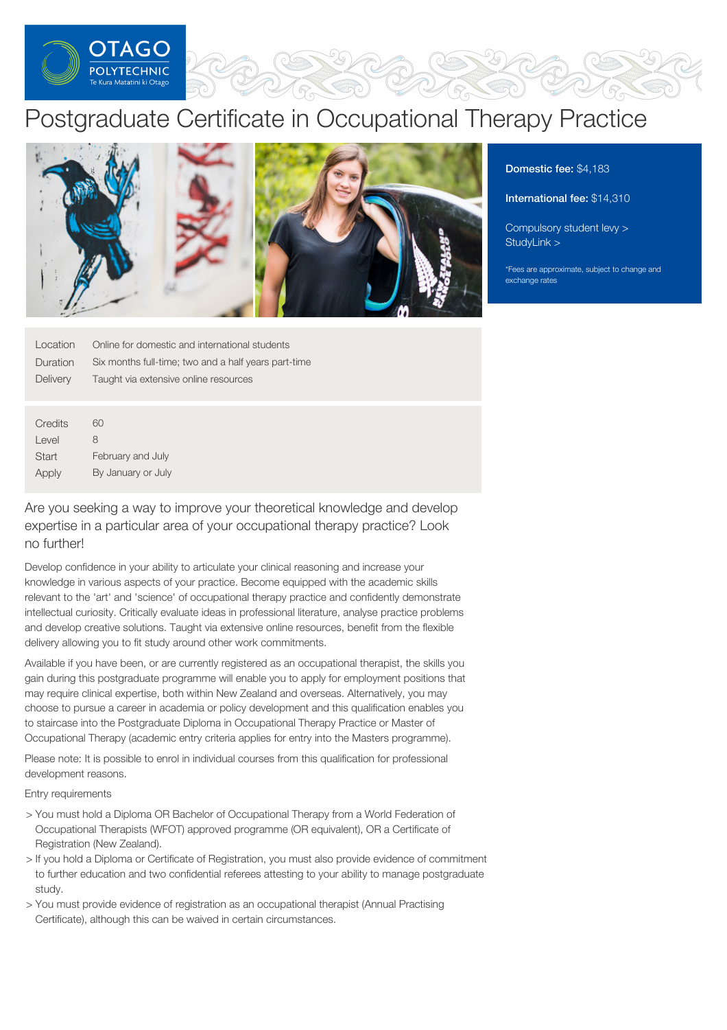# Postgraduate Certificate in Occupational Therapy Practice

**Domestic fee:** $4,183

**International fee:** $14,310

Compulsory student levy >
StudyLink >

*Fees are approximate, subject to change and exchange rates

| | |
|---|---|
| Location | Online for domestic and international students |
| Duration | Six months full-time; two and a half years part-time |
| Delivery | Taught via extensive online resources |

| | |
|---|---|
| Credits | 60 |
| Level | 8 |
| Start | February and July |
| Apply | By January or July |

Are you seeking a way to improve your theoretical knowledge and develop expertise in a particular area of your occupational therapy practice? Look no further!

Develop confidence in your ability to articulate your clinical reasoning and increase your knowledge in various aspects of your practice. Become equipped with the academic skills relevant to the 'art' and 'science' of occupational therapy practice and confidently demonstrate intellectual curiosity. Critically evaluate ideas in professional literature, analyse practice problems and develop creative solutions. Taught via extensive online resources, benefit from the flexible delivery allowing you to fit study around other work commitments.

Available if you have been, or are currently registered as an occupational therapist, the skills you gain during this postgraduate programme will enable you to apply for employment positions that may require clinical expertise, both within New Zealand and overseas. Alternatively, you may choose to pursue a career in academia or policy development and this qualification enables you to staircase into the Postgraduate Diploma in Occupational Therapy Practice or Master of Occupational Therapy (academic entry criteria applies for entry into the Masters programme).

Please note: It is possible to enrol in individual courses from this qualification for professional development reasons.

Entry requirements

- You must hold a Diploma OR Bachelor of Occupational Therapy from a World Federation of Occupational Therapists (WFOT) approved programme (OR equivalent), OR a Certificate of Registration (New Zealand).
- If you hold a Diploma or Certificate of Registration, you must also provide evidence of commitment to further education and two confidential referees attesting to your ability to manage postgraduate study.
- You must provide evidence of registration as an occupational therapist (Annual Practising Certificate), although this can be waived in certain circumstances.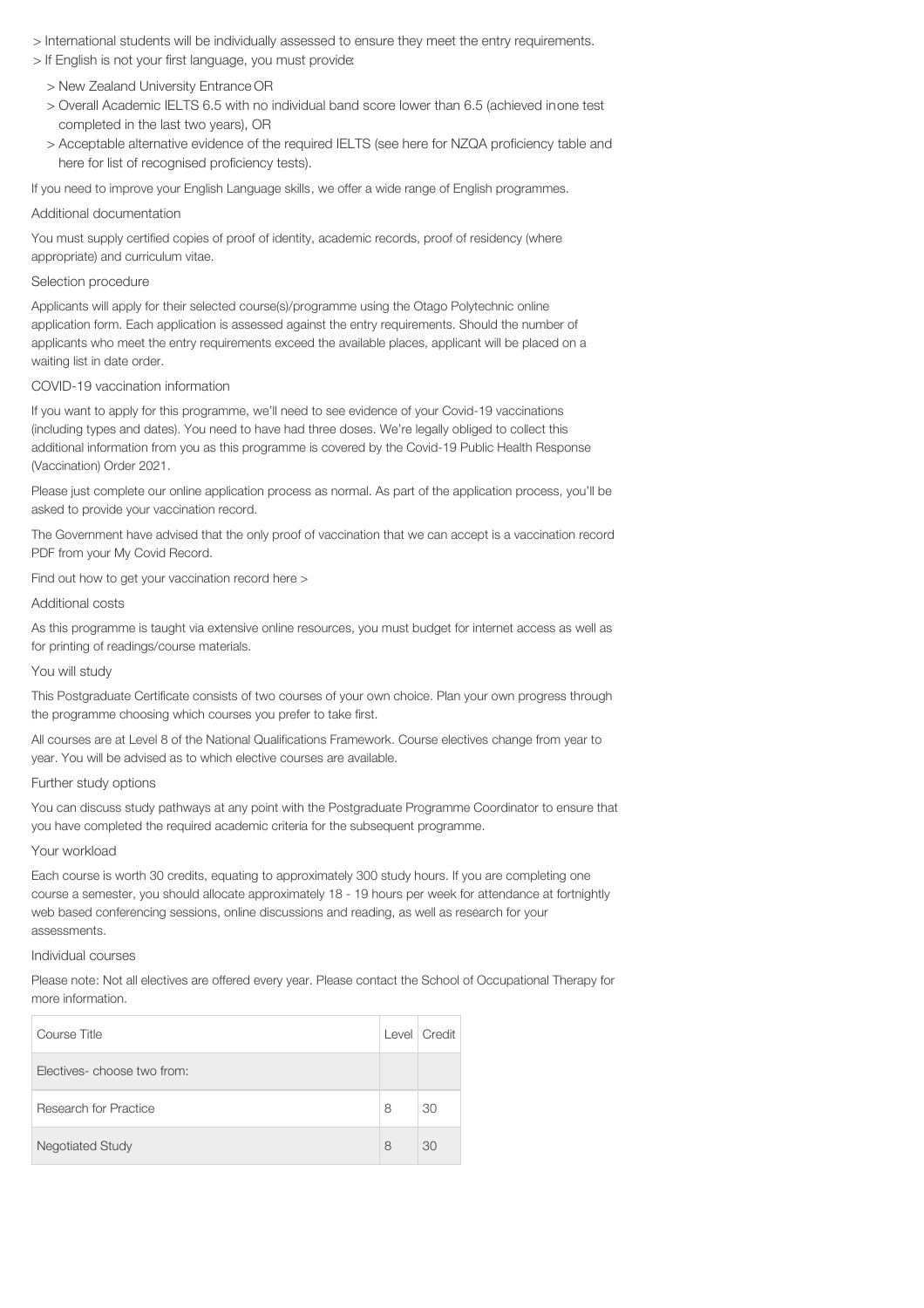- International students will be individually assessed to ensure they meet the entry requirements.
- If English is not your first language, you must provide:
  - New Zealand University Entrance OR
  - Overall Academic IELTS 6.5 with no individual band score lower than 6.5 (achieved in one test completed in the last two years), OR
  - Acceptable alternative evidence of the required IELTS (see here for NZQA proficiency table and here for list of recognised proficiency tests).

If you need to improve your English Language skills, we offer a wide range of English programmes.

### Additional documentation

You must supply certified copies of proof of identity, academic records, proof of residency (where appropriate) and curriculum vitae.

### Selection procedure

Applicants will apply for their selected course(s)/programme using the Otago Polytechnic online application form. Each application is assessed against the entry requirements. Should the number of applicants who meet the entry requirements exceed the available places, applicant will be placed on a waiting list in date order.

### COVID-19 vaccination information

If you want to apply for this programme, we'll need to see evidence of your Covid-19 vaccinations (including types and dates). You need to have had three doses. We're legally obliged to collect this additional information from you as this programme is covered by the Covid-19 Public Health Response (Vaccination) Order 2021.

Please just complete our online application process as normal. As part of the application process, you'll be asked to provide your vaccination record.

The Government have advised that the only proof of vaccination that we can accept is a vaccination record PDF from your My Covid Record.

Find out how to get your vaccination record here >

### Additional costs

As this programme is taught via extensive online resources, you must budget for internet access as well as for printing of readings/course materials.

### You will study

This Postgraduate Certificate consists of two courses of your own choice. Plan your own progress through the programme choosing which courses you prefer to take first.

All courses are at Level 8 of the National Qualifications Framework. Course electives change from year to year. You will be advised as to which elective courses are available.

### Further study options

You can discuss study pathways at any point with the Postgraduate Programme Coordinator to ensure that you have completed the required academic criteria for the subsequent programme.

### Your workload

Each course is worth 30 credits, equating to approximately 300 study hours. If you are completing one course a semester, you should allocate approximately 18 - 19 hours per week for attendance at fortnightly web based conferencing sessions, online discussions and reading, as well as research for your assessments.

### Individual courses

Please note: Not all electives are offered every year. Please contact the School of Occupational Therapy for more information.

| Course Title | Level | Credit |
|---|---|---|
| Electives- choose two from: | | |
| Research for Practice | 8 | 30 |
| Negotiated Study | 8 | 30 |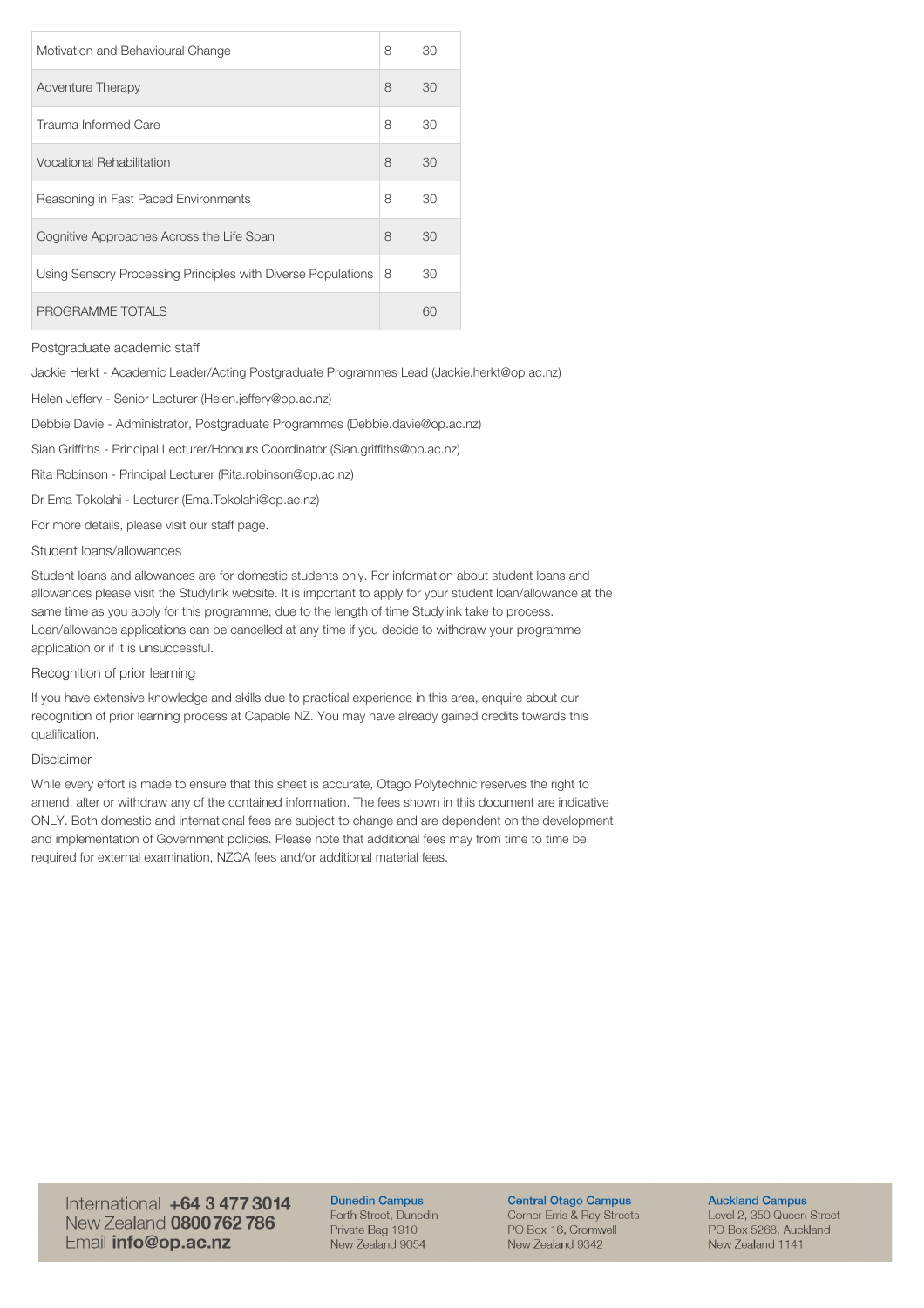| | | |
|---|---|---|
| Motivation and Behavioural Change | 8 | 30 |
| Adventure Therapy | 8 | 30 |
| Trauma Informed Care | 8 | 30 |
| Vocational Rehabilitation | 8 | 30 |
| Reasoning in Fast Paced Environments | 8 | 30 |
| Cognitive Approaches Across the Life Span | 8 | 30 |
| Using Sensory Processing Principles with Diverse Populations | 8 | 30 |
| PROGRAMME TOTALS | | 60 |

## Postgraduate academic staff

Jackie Herkt - Academic Leader/Acting Postgraduate Programmes Lead (Jackie.herkt@op.ac.nz)

Helen Jeffery - Senior Lecturer (Helen.jeffery@op.ac.nz)

Debbie Davie - Administrator, Postgraduate Programmes (Debbie.davie@op.ac.nz)

Sian Griffiths - Principal Lecturer/Honours Coordinator (Sian.griffiths@op.ac.nz)

Rita Robinson - Principal Lecturer (Rita.robinson@op.ac.nz)

Dr Ema Tokolahi - Lecturer (Ema.Tokolahi@op.ac.nz)

For more details, please visit our staff page.

## Student loans/allowances

Student loans and allowances are for domestic students only. For information about student loans and allowances please visit the Studylink website. It is important to apply for your student loan/allowance at the same time as you apply for this programme, due to the length of time Studylink take to process. Loan/allowance applications can be cancelled at any time if you decide to withdraw your programme application or if it is unsuccessful.

## Recognition of prior learning

If you have extensive knowledge and skills due to practical experience in this area, enquire about our recognition of prior learning process at Capable NZ. You may have already gained credits towards this qualification.

## Disclaimer

While every effort is made to ensure that this sheet is accurate, Otago Polytechnic reserves the right to amend, alter or withdraw any of the contained information. The fees shown in this document are indicative ONLY. Both domestic and international fees are subject to change and are dependent on the development and implementation of Government policies. Please note that additional fees may from time to time be required for external examination, NZQA fees and/or additional material fees.

International **+64 3 477 3014**
New Zealand **0800 762 786**
Email **info@op.ac.nz**

**Dunedin Campus**
Forth Street, Dunedin
Private Bag 1910
New Zealand 9054

**Central Otago Campus**
Corner Erris & Ray Streets
PO Box 16, Cromwell
New Zealand 9342

**Auckland Campus**
Level 2, 350 Queen Street
PO Box 5268, Auckland
New Zealand 1141